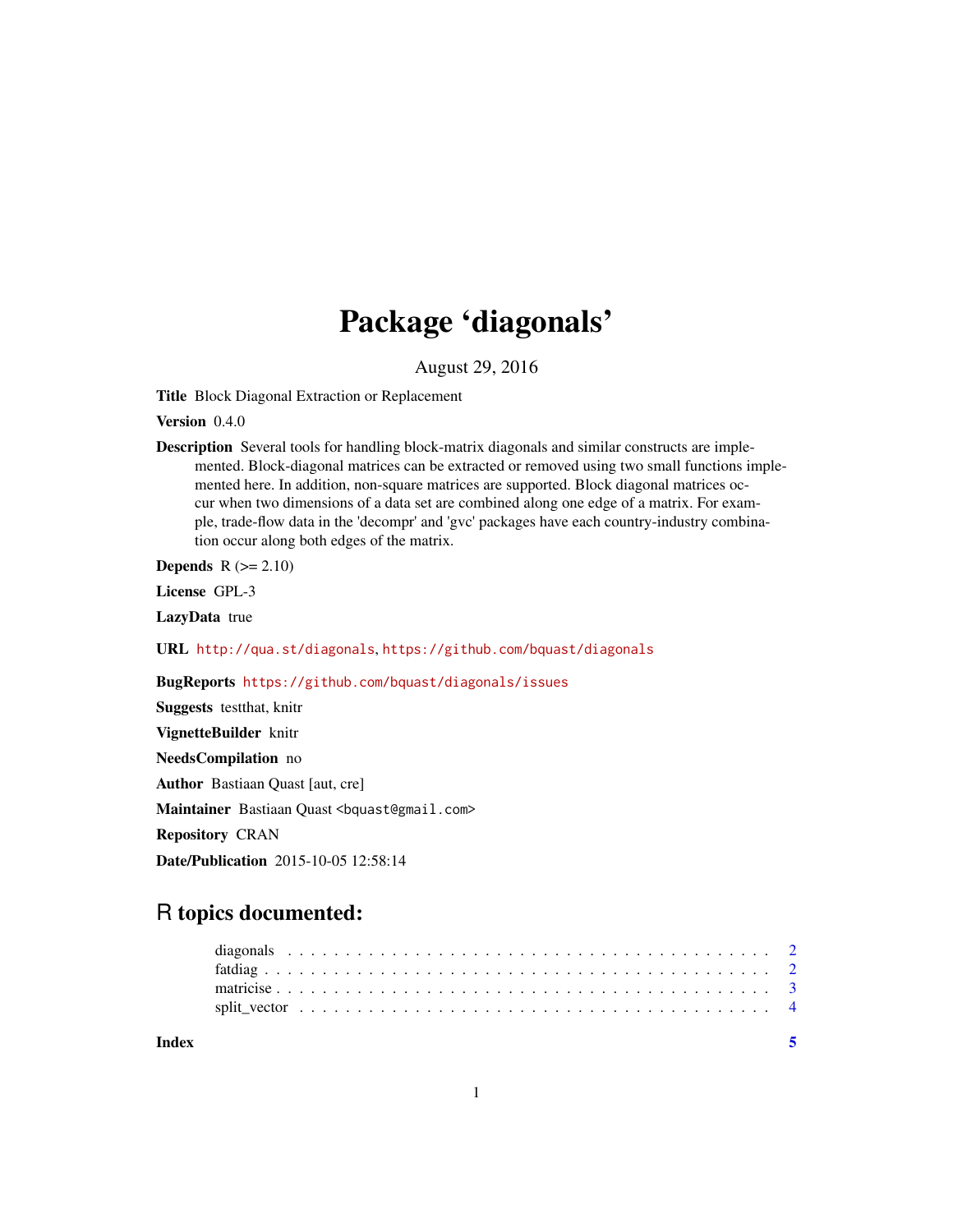# Package 'diagonals'

August 29, 2016

**Title** Block Diagonal Extraction or Replacement

**Version** 0.4.0

**Description** Several tools for handling block-matrix diagonals and similar constructs are implemented. Block-diagonal matrices can be extracted or removed using two small functions implemented here. In addition, non-square matrices are supported. Block diagonal matrices occur when two dimensions of a data set are combined along one edge of a matrix. For example, trade-flow data in the 'decompr' and 'gvc' packages have each country-industry combination occur along both edges of the matrix.

**Depends** R (>= 2.10)

**License** GPL-3

**LazyData** true

**URL** http://qua.st/diagonals, https://github.com/bquast/diagonals

**BugReports** https://github.com/bquast/diagonals/issues

**Suggests** testthat, knitr

**VignetteBuilder** knitr

**NeedsCompilation** no

**Author** Bastiaan Quast [aut, cre]

**Maintainer** Bastiaan Quast <bquast@gmail.com>

**Repository** CRAN

**Date/Publication** 2015-10-05 12:58:14

## R topics documented:

- diagonals . . . . . . . . . . . . . . . . . . . . . . . . . . . . . . . . . . . . . . . . . . 2
- fatdiag . . . . . . . . . . . . . . . . . . . . . . . . . . . . . . . . . . . . . . . . . . 2
- matricise . . . . . . . . . . . . . . . . . . . . . . . . . . . . . . . . . . . . . . . . . . 3
- split_vector . . . . . . . . . . . . . . . . . . . . . . . . . . . . . . . . . . . . . . . . . 4

**Index** 5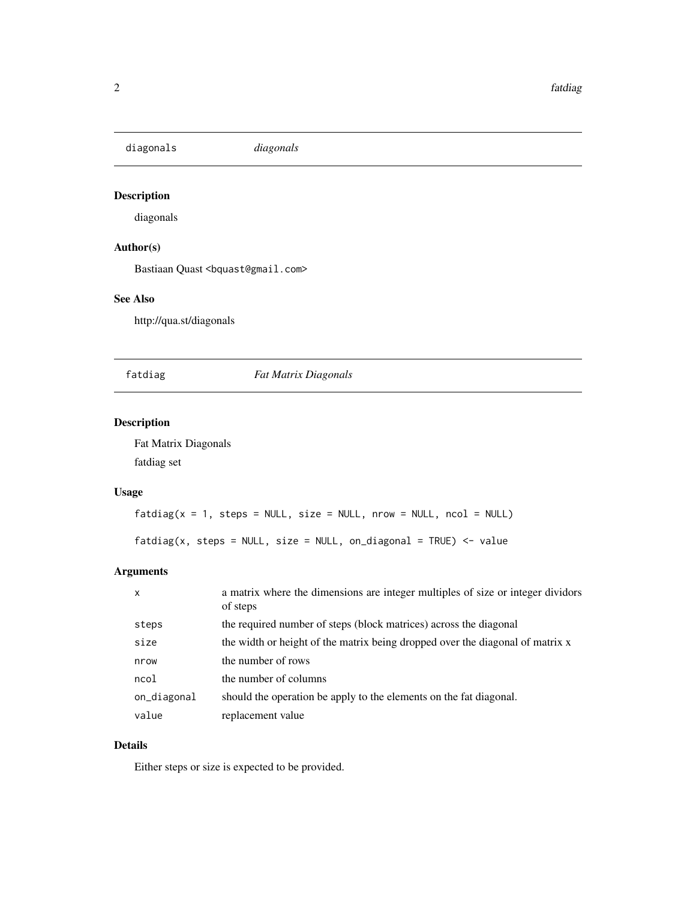## diagonals *diagonals*

### Description

diagonals

### Author(s)

Bastiaan Quast <bquast@gmail.com>

### See Also

http://qua.st/diagonals

## fatdiag *Fat Matrix Diagonals*

### Description

Fat Matrix Diagonals

fatdiag set

### Usage

```
fatdiag(x = 1, steps = NULL, size = NULL, nrow = NULL, ncol = NULL)

fatdiag(x, steps = NULL, size = NULL, on_diagonal = TRUE) <- value
```

### Arguments

| | |
|---|---|
| x | a matrix where the dimensions are integer multiples of size or integer dividors of steps |
| steps | the required number of steps (block matrices) across the diagonal |
| size | the width or height of the matrix being dropped over the diagonal of matrix x |
| nrow | the number of rows |
| ncol | the number of columns |
| on_diagonal | should the operation be apply to the elements on the fat diagonal. |
| value | replacement value |

### Details

Either steps or size is expected to be provided.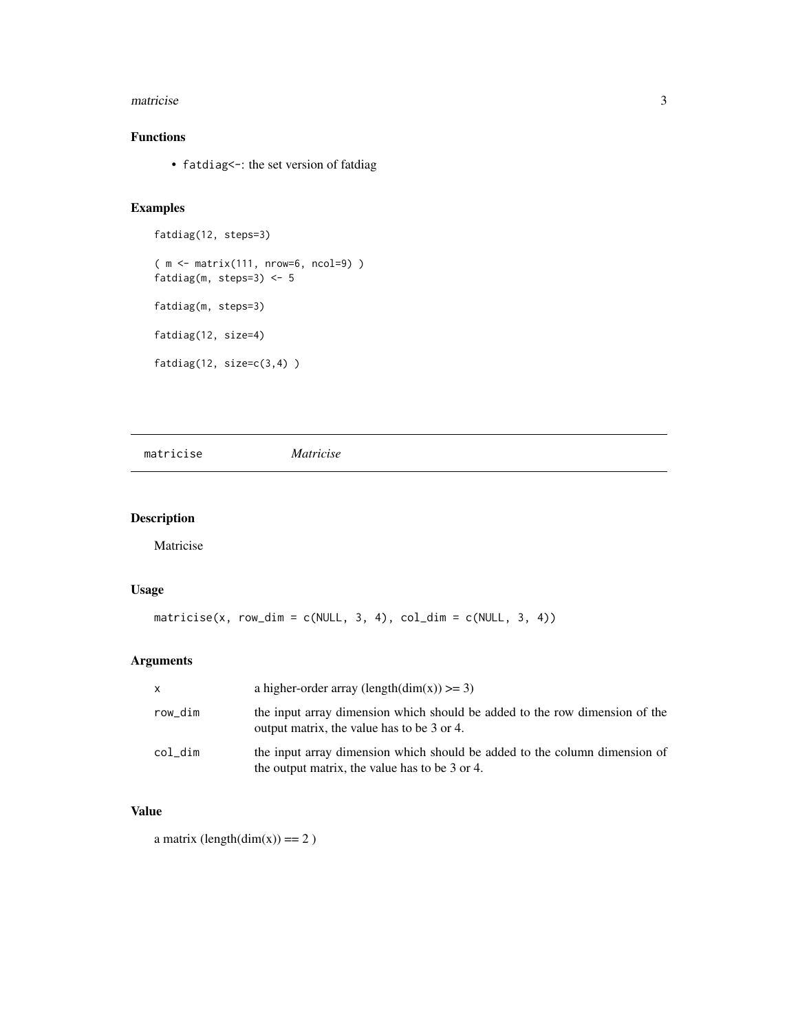### Functions

- `fatdiag<-`: the set version of fatdiag

### Examples

```
fatdiag(12, steps=3)

( m <- matrix(111, nrow=6, ncol=9) )
fatdiag(m, steps=3) <- 5

fatdiag(m, steps=3)

fatdiag(12, size=4)

fatdiag(12, size=c(3,4) )
```

---

## matricise — *Matricise*

---

### Description

Matricise

### Usage

```
matricise(x, row_dim = c(NULL, 3, 4), col_dim = c(NULL, 3, 4))
```

### Arguments

| | |
|---|---|
| x | a higher-order array (length(dim(x)) >= 3) |
| row_dim | the input array dimension which should be added to the row dimension of the output matrix, the value has to be 3 or 4. |
| col_dim | the input array dimension which should be added to the column dimension of the output matrix, the value has to be 3 or 4. |

### Value

a matrix (length(dim(x)) == 2 )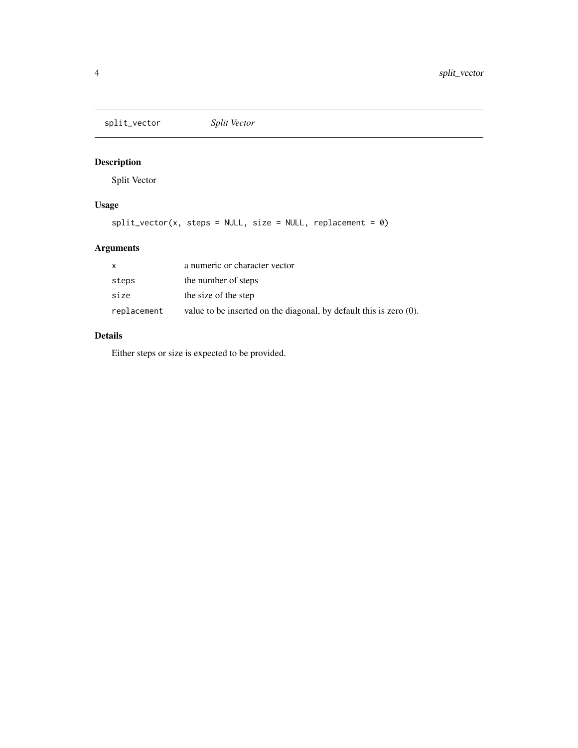split_vector — *Split Vector*

## Description

Split Vector

## Usage

```
split_vector(x, steps = NULL, size = NULL, replacement = 0)
```

## Arguments

| | |
|---|---|
| x | a numeric or character vector |
| steps | the number of steps |
| size | the size of the step |
| replacement | value to be inserted on the diagonal, by default this is zero (0). |

## Details

Either steps or size is expected to be provided.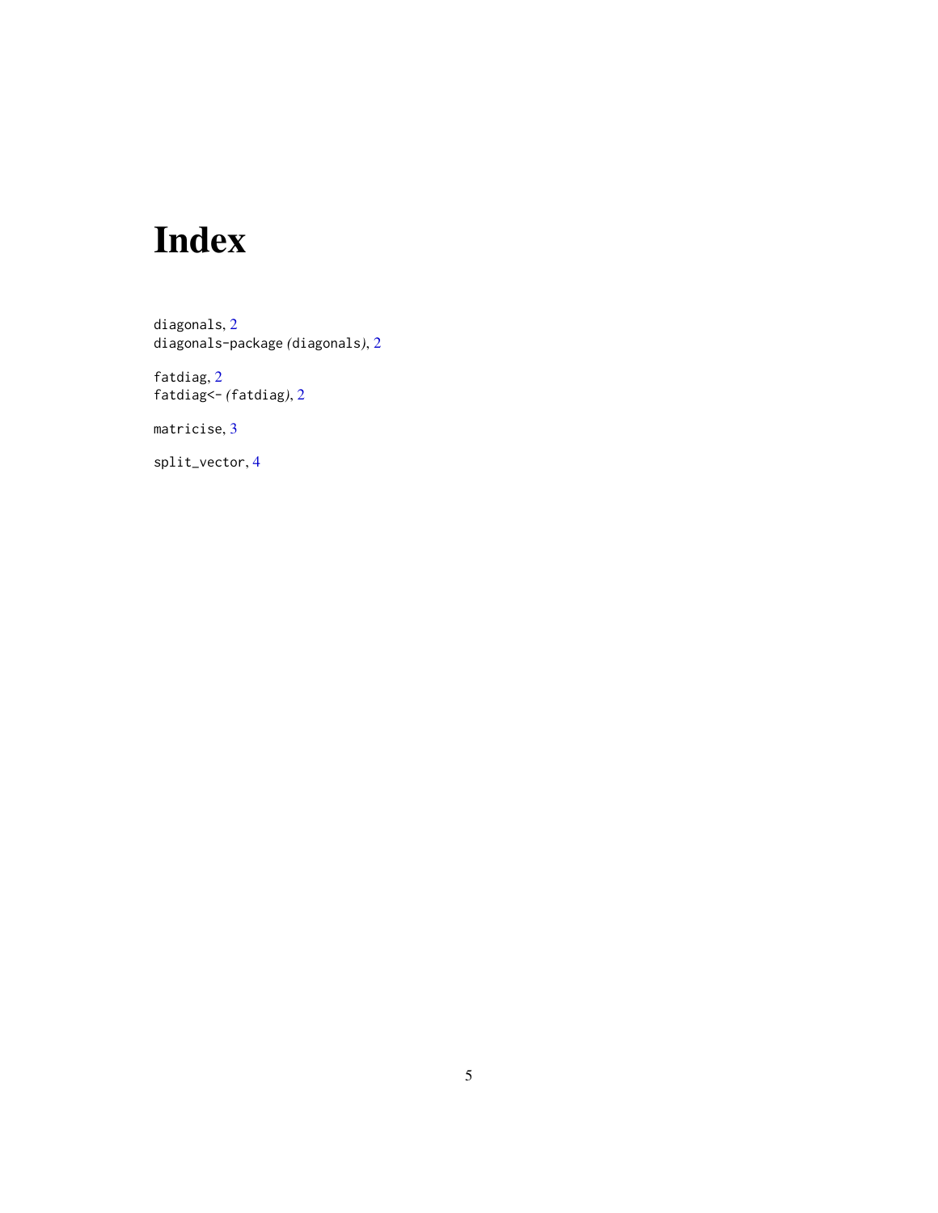# Index

diagonals, 2
diagonals-package *(*diagonals*)*, 2

fatdiag, 2
fatdiag<- *(*fatdiag*)*, 2

matricise, 3

split_vector, 4